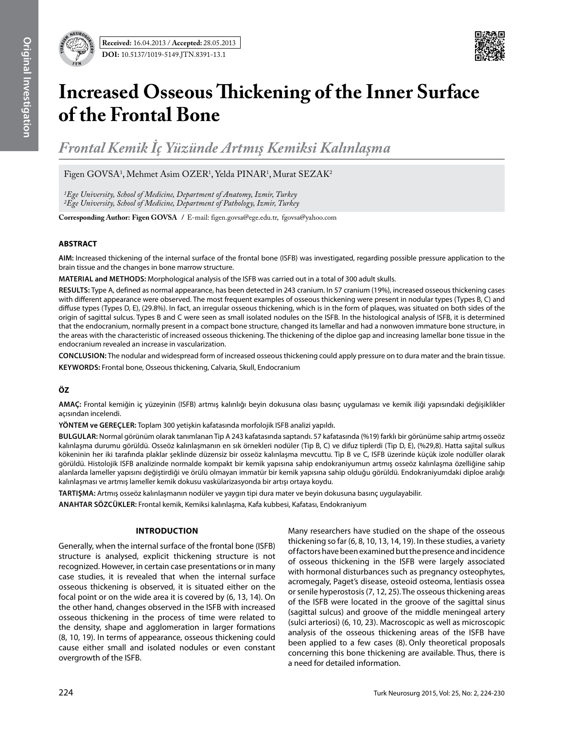**Received:** 16.04.2013 / **Accepted:** 28.05.2013

**DOI:** 10.5137/1019-5149.JTN.8391-13.1

# Increased Osseous Thickening of the Inner Surface of the Frontal Bone

## *Frontal Kemik İç Yüzünde Artmış Kemiksi Kalınlaşma*

Figen GOVSA[1], Mehmet Asim OZER[1], Yelda PINAR[1], Murat SEZAK[2]

*[1]Ege University, School of Medicine, Department of Anatomy, Izmir, Turkey*
*[2]Ege University, School of Medicine, Department of Pathology, Izmir, Turkey*

**Corresponding Author: Figen GOVSA /** E-mail: figen.govsa@ege.edu.tr, fgovsa@yahoo.com

### ABSTRACT

**AIM:** Increased thickening of the internal surface of the frontal bone (ISFB) was investigated, regarding possible pressure application to the brain tissue and the changes in bone marrow structure.

**MATERIAL and METHODS:** Morphological analysis of the ISFB was carried out in a total of 300 adult skulls.

**RESULTS:** Type A, defined as normal appearance, has been detected in 243 cranium. In 57 cranium (19%), increased osseous thickening cases with different appearance were observed. The most frequent examples of osseous thickening were present in nodular types (Types B, C) and diffuse types (Types D, E), (29.8%). In fact, an irregular osseous thickening, which is in the form of plaques, was situated on both sides of the origin of sagittal sulcus. Types B and C were seen as small isolated nodules on the ISFB. In the histological analysis of ISFB, it is determined that the endocranium, normally present in a compact bone structure, changed its lamellar and had a nonwoven immature bone structure, in the areas with the characteristic of increased osseous thickening. The thickening of the diploe gap and increasing lamellar bone tissue in the endocranium revealed an increase in vascularization.

**CONCLUSION:** The nodular and widespread form of increased osseous thickening could apply pressure on to dura mater and the brain tissue.

**KEYWORDS:** Frontal bone, Osseous thickening, Calvaria, Skull, Endocranium

### ÖZ

**AMAÇ:** Frontal kemiğin iç yüzeyinin (ISFB) artmış kalınlığı beyin dokusuna olası basınç uygulaması ve kemik iliği yapısındaki değişiklikler açısından incelendi.

**YÖNTEM ve GEREÇLER:** Toplam 300 yetişkin kafatasında morfolojik ISFB analizi yapıldı.

**BULGULAR:** Normal görünüm olarak tanımlanan Tip A 243 kafatasında saptandı. 57 kafatasında (%19) farklı bir görünüme sahip artmış osseöz kalınlaşma durumu görüldü. Osseöz kalınlaşmanın en sık örnekleri nodüler (Tip B, C) ve difuz tiplerdi (Tip D, E), (%29,8). Hatta sajital sulkus kökeninin her iki tarafında plaklar şeklinde düzensiz bir osseöz kalınlaşma mevcuttu. Tip B ve C, ISFB üzerinde küçük izole nodüller olarak görüldü. Histolojik ISFB analizinde normalde kompakt bir kemik yapısına sahip endokraniyumun artmış osseöz kalınlaşma özelliğine sahip alanlarda lameller yapısını değiştirdiği ve örülü olmayan immatür bir kemik yapısına sahip olduğu görüldü. Endokraniyumdaki diploe aralığı kalınlaşması ve artmış lameller kemik dokusu vaskülarizasyonda bir artışı ortaya koydu.

**TARTIŞMA:** Artmış osseöz kalınlaşmanın nodüler ve yaygın tipi dura mater ve beyin dokusuna basınç uygulayabilir.

**ANAHTAR SÖZCÜKLER:** Frontal kemik, Kemiksi kalınlaşma, Kafa kubbesi, Kafatası, Endokraniyum

## INTRODUCTION

Generally, when the internal surface of the frontal bone (ISFB) structure is analysed, explicit thickening structure is not recognized. However, in certain case presentations or in many case studies, it is revealed that when the internal surface osseous thickening is observed, it is situated either on the focal point or on the wide area it is covered by (6, 13, 14). On the other hand, changes observed in the ISFB with increased osseous thickening in the process of time were related to the density, shape and agglomeration in larger formations (8, 10, 19). In terms of appearance, osseous thickening could cause either small and isolated nodules or even constant overgrowth of the ISFB.

Many researchers have studied on the shape of the osseous thickening so far (6, 8, 10, 13, 14, 19). In these studies, a variety of factors have been examined but the presence and incidence of osseous thickening in the ISFB were largely associated with hormonal disturbances such as pregnancy osteophytes, acromegaly, Paget's disease, osteoid osteoma, lentiasis ossea or senile hyperostosis (7, 12, 25). The osseous thickening areas of the ISFB were located in the groove of the sagittal sinus (sagittal sulcus) and groove of the middle meningeal artery (sulci arteriosi) (6, 10, 23). Macroscopic as well as microscopic analysis of the osseous thickening areas of the ISFB have been applied to a few cases (8). Only theoretical proposals concerning this bone thickening are available. Thus, there is a need for detailed information.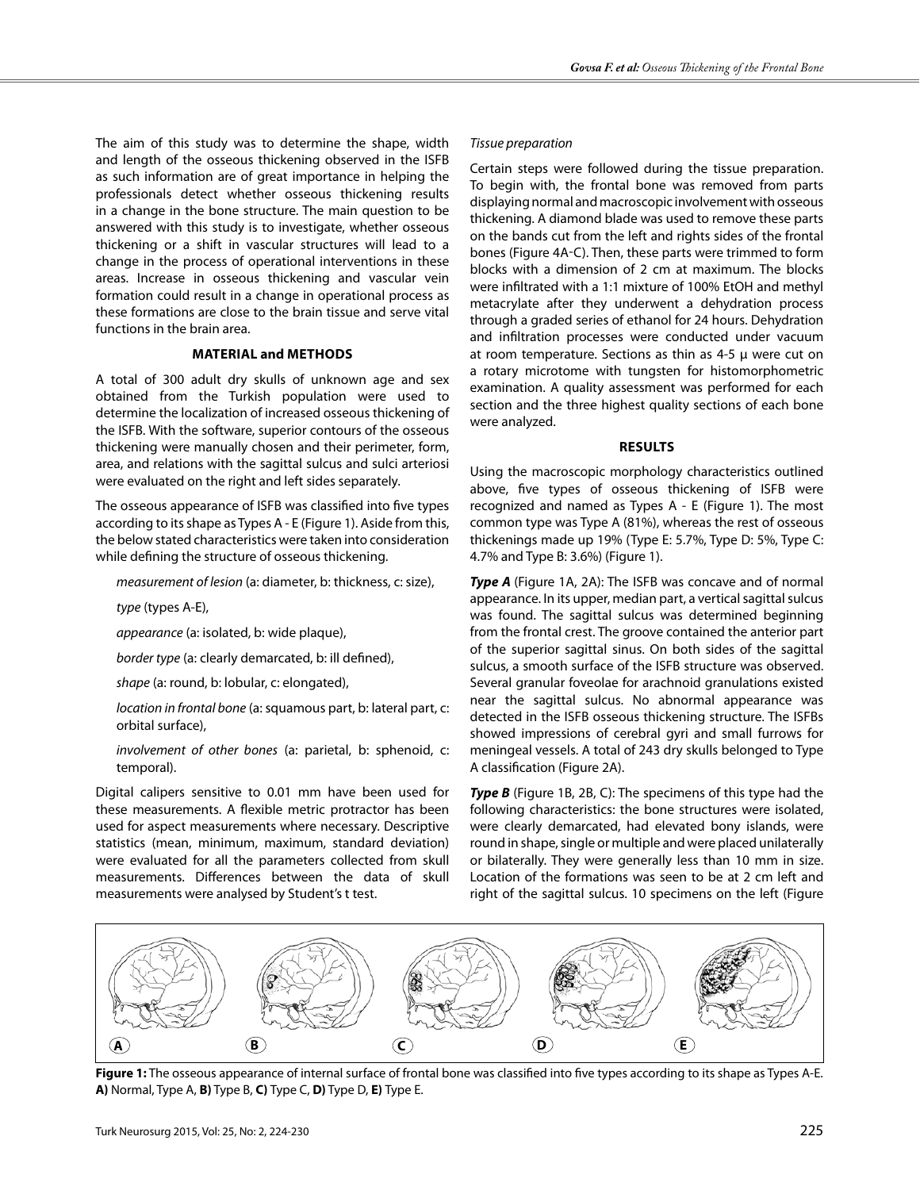The aim of this study was to determine the shape, width and length of the osseous thickening observed in the ISFB as such information are of great importance in helping the professionals detect whether osseous thickening results in a change in the bone structure. The main question to be answered with this study is to investigate, whether osseous thickening or a shift in vascular structures will lead to a change in the process of operational interventions in these areas. Increase in osseous thickening and vascular vein formation could result in a change in operational process as these formations are close to the brain tissue and serve vital functions in the brain area.

## MATERIAL and METHODS

A total of 300 adult dry skulls of unknown age and sex obtained from the Turkish population were used to determine the localization of increased osseous thickening of the ISFB. With the software, superior contours of the osseous thickening were manually chosen and their perimeter, form, area, and relations with the sagittal sulcus and sulci arteriosi were evaluated on the right and left sides separately.

The osseous appearance of ISFB was classified into five types according to its shape as Types A - E (Figure 1). Aside from this, the below stated characteristics were taken into consideration while defining the structure of osseous thickening.

*measurement of lesion* (a: diameter, b: thickness, c: size),

*type* (types A-E),

*appearance* (a: isolated, b: wide plaque),

*border type* (a: clearly demarcated, b: ill defined),

*shape* (a: round, b: lobular, c: elongated),

*location in frontal bone* (a: squamous part, b: lateral part, c: orbital surface),

*involvement of other bones* (a: parietal, b: sphenoid, c: temporal).

Digital calipers sensitive to 0.01 mm have been used for these measurements. A flexible metric protractor has been used for aspect measurements where necessary. Descriptive statistics (mean, minimum, maximum, standard deviation) were evaluated for all the parameters collected from skull measurements. Differences between the data of skull measurements were analysed by Student's t test.

*Tissue preparation*

Certain steps were followed during the tissue preparation. To begin with, the frontal bone was removed from parts displaying normal and macroscopic involvement with osseous thickening. A diamond blade was used to remove these parts on the bands cut from the left and rights sides of the frontal bones (Figure 4A-C). Then, these parts were trimmed to form blocks with a dimension of 2 cm at maximum. The blocks were infiltrated with a 1:1 mixture of 100% EtOH and methyl metacrylate after they underwent a dehydration process through a graded series of ethanol for 24 hours. Dehydration and infiltration processes were conducted under vacuum at room temperature. Sections as thin as 4-5 µ were cut on a rotary microtome with tungsten for histomorphometric examination. A quality assessment was performed for each section and the three highest quality sections of each bone were analyzed.

## RESULTS

Using the macroscopic morphology characteristics outlined above, five types of osseous thickening of ISFB were recognized and named as Types A - E (Figure 1). The most common type was Type A (81%), whereas the rest of osseous thickenings made up 19% (Type E: 5.7%, Type D: 5%, Type C: 4.7% and Type B: 3.6%) (Figure 1).

***Type A*** (Figure 1A, 2A): The ISFB was concave and of normal appearance. In its upper, median part, a vertical sagittal sulcus was found. The sagittal sulcus was determined beginning from the frontal crest. The groove contained the anterior part of the superior sagittal sinus. On both sides of the sagittal sulcus, a smooth surface of the ISFB structure was observed. Several granular foveolae for arachnoid granulations existed near the sagittal sulcus. No abnormal appearance was detected in the ISFB osseous thickening structure. The ISFBs showed impressions of cerebral gyri and small furrows for meningeal vessels. A total of 243 dry skulls belonged to Type A classification (Figure 2A).

***Type B*** (Figure 1B, 2B, C): The specimens of this type had the following characteristics: the bone structures were isolated, were clearly demarcated, had elevated bony islands, were round in shape, single or multiple and were placed unilaterally or bilaterally. They were generally less than 10 mm in size. Location of the formations was seen to be at 2 cm left and right of the sagittal sulcus. 10 specimens on the left (Figure

**Figure 1:** The osseous appearance of internal surface of frontal bone was classified into five types according to its shape as Types A-E. **A)** Normal, Type A, **B)** Type B, **C)** Type C, **D)** Type D, **E)** Type E.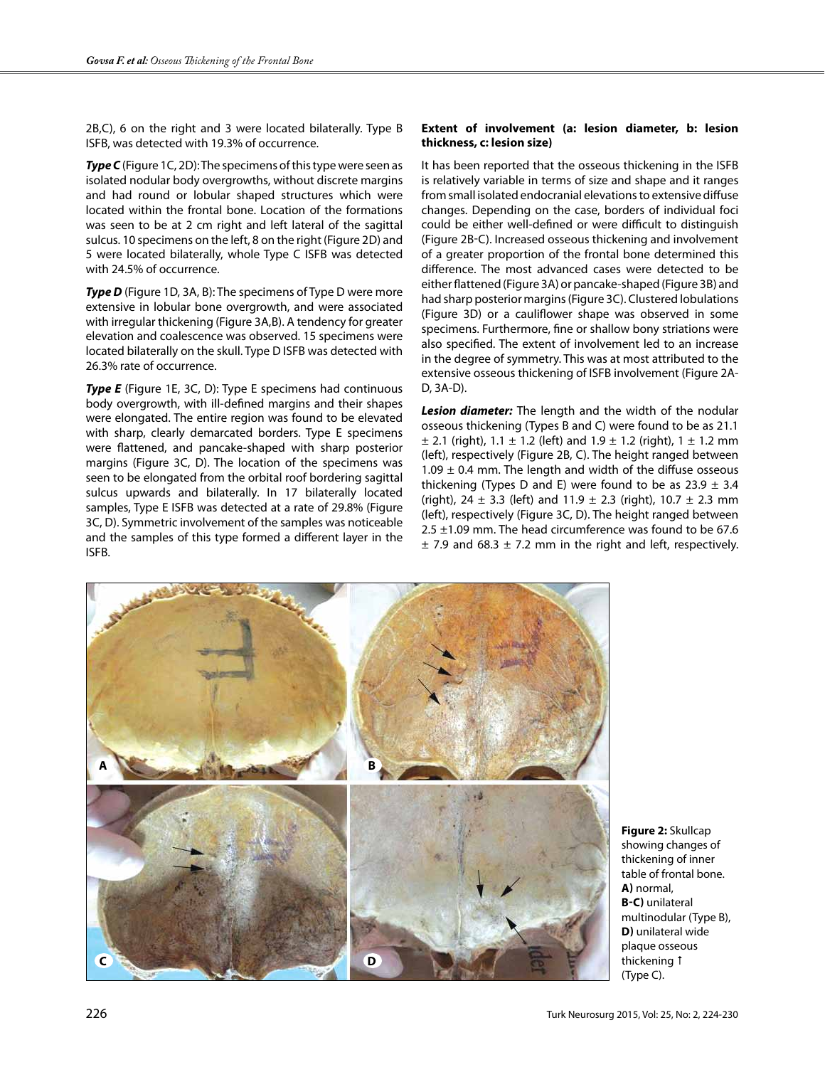2B,C), 6 on the right and 3 were located bilaterally. Type B ISFB, was detected with 19.3% of occurrence.

***Type C*** (Figure 1C, 2D): The specimens of this type were seen as isolated nodular body overgrowths, without discrete margins and had round or lobular shaped structures which were located within the frontal bone. Location of the formations was seen to be at 2 cm right and left lateral of the sagittal sulcus. 10 specimens on the left, 8 on the right (Figure 2D) and 5 were located bilaterally, whole Type C ISFB was detected with 24.5% of occurrence.

***Type D*** (Figure 1D, 3A, B): The specimens of Type D were more extensive in lobular bone overgrowth, and were associated with irregular thickening (Figure 3A,B). A tendency for greater elevation and coalescence was observed. 15 specimens were located bilaterally on the skull. Type D ISFB was detected with 26.3% rate of occurrence.

***Type E*** (Figure 1E, 3C, D): Type E specimens had continuous body overgrowth, with ill-defined margins and their shapes were elongated. The entire region was found to be elevated with sharp, clearly demarcated borders. Type E specimens were flattened, and pancake-shaped with sharp posterior margins (Figure 3C, D). The location of the specimens was seen to be elongated from the orbital roof bordering sagittal sulcus upwards and bilaterally. In 17 bilaterally located samples, Type E ISFB was detected at a rate of 29.8% (Figure 3C, D). Symmetric involvement of the samples was noticeable and the samples of this type formed a different layer in the ISFB.

**Extent of involvement (a: lesion diameter, b: lesion thickness, c: lesion size)**

It has been reported that the osseous thickening in the ISFB is relatively variable in terms of size and shape and it ranges from small isolated endocranial elevations to extensive diffuse changes. Depending on the case, borders of individual foci could be either well-defined or were difficult to distinguish (Figure 2B-C). Increased osseous thickening and involvement of a greater proportion of the frontal bone determined this difference. The most advanced cases were detected to be either flattened (Figure 3A) or pancake-shaped (Figure 3B) and had sharp posterior margins (Figure 3C). Clustered lobulations (Figure 3D) or a cauliflower shape was observed in some specimens. Furthermore, fine or shallow bony striations were also specified. The extent of involvement led to an increase in the degree of symmetry. This was at most attributed to the extensive osseous thickening of ISFB involvement (Figure 2A-D, 3A-D).

***Lesion diameter:*** The length and the width of the nodular osseous thickening (Types B and C) were found to be as 21.1 ± 2.1 (right), 1.1 ± 1.2 (left) and 1.9 ± 1.2 (right), 1 ± 1.2 mm (left), respectively (Figure 2B, C). The height ranged between 1.09 ± 0.4 mm. The length and width of the diffuse osseous thickening (Types D and E) were found to be as 23.9 ± 3.4 (right), 24 ± 3.3 (left) and 11.9 ± 2.3 (right), 10.7 ± 2.3 mm (left), respectively (Figure 3C, D). The height ranged between 2.5 ±1.09 mm. The head circumference was found to be 67.6 ± 7.9 and 68.3 ± 7.2 mm in the right and left, respectively.

**Figure 2:** Skullcap showing changes of thickening of inner table of frontal bone. **A)** normal, **B-C)** unilateral multinodular (Type B), **D)** unilateral wide plaque osseous thickening ↑ (Type C).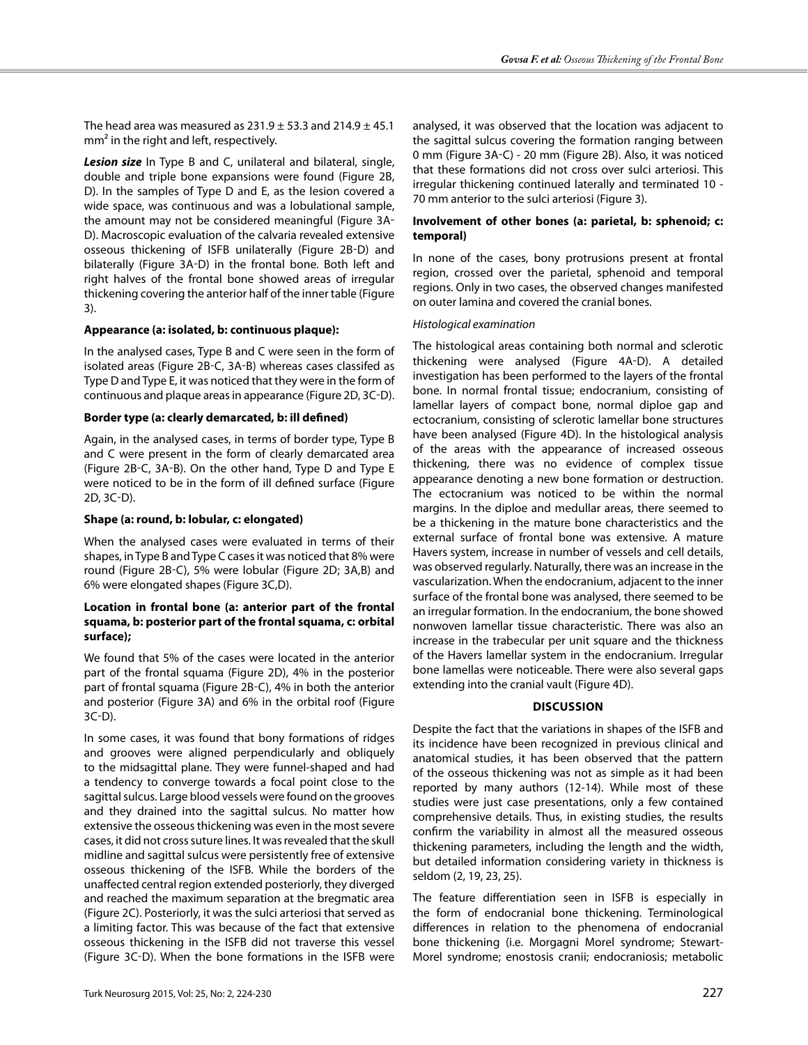The head area was measured as 231.9 ± 53.3 and 214.9 ± 45.1 mm² in the right and left, respectively.

***Lesion size*** In Type B and C, unilateral and bilateral, single, double and triple bone expansions were found (Figure 2B, D). In the samples of Type D and E, as the lesion covered a wide space, was continuous and was a lobulational sample, the amount may not be considered meaningful (Figure 3A-D). Macroscopic evaluation of the calvaria revealed extensive osseous thickening of ISFB unilaterally (Figure 2B-D) and bilaterally (Figure 3A-D) in the frontal bone. Both left and right halves of the frontal bone showed areas of irregular thickening covering the anterior half of the inner table (Figure 3).

**Appearance (a: isolated, b: continuous plaque):**

In the analysed cases, Type B and C were seen in the form of isolated areas (Figure 2B-C, 3A-B) whereas cases classifed as Type D and Type E, it was noticed that they were in the form of continuous and plaque areas in appearance (Figure 2D, 3C-D).

**Border type (a: clearly demarcated, b: ill defined)**

Again, in the analysed cases, in terms of border type, Type B and C were present in the form of clearly demarcated area (Figure 2B-C, 3A-B). On the other hand, Type D and Type E were noticed to be in the form of ill defined surface (Figure 2D, 3C-D).

**Shape (a: round, b: lobular, c: elongated)**

When the analysed cases were evaluated in terms of their shapes, in Type B and Type C cases it was noticed that 8% were round (Figure 2B-C), 5% were lobular (Figure 2D; 3A,B) and 6% were elongated shapes (Figure 3C,D).

**Location in frontal bone (a: anterior part of the frontal squama, b: posterior part of the frontal squama, c: orbital surface);**

We found that 5% of the cases were located in the anterior part of the frontal squama (Figure 2D), 4% in the posterior part of frontal squama (Figure 2B-C), 4% in both the anterior and posterior (Figure 3A) and 6% in the orbital roof (Figure 3C-D).

In some cases, it was found that bony formations of ridges and grooves were aligned perpendicularly and obliquely to the midsagittal plane. They were funnel-shaped and had a tendency to converge towards a focal point close to the sagittal sulcus. Large blood vessels were found on the grooves and they drained into the sagittal sulcus. No matter how extensive the osseous thickening was even in the most severe cases, it did not cross suture lines. It was revealed that the skull midline and sagittal sulcus were persistently free of extensive osseous thickening of the ISFB. While the borders of the unaffected central region extended posteriorly, they diverged and reached the maximum separation at the bregmatic area (Figure 2C). Posteriorly, it was the sulci arteriosi that served as a limiting factor. This was because of the fact that extensive osseous thickening in the ISFB did not traverse this vessel (Figure 3C-D). When the bone formations in the ISFB were analysed, it was observed that the location was adjacent to the sagittal sulcus covering the formation ranging between 0 mm (Figure 3A-C) - 20 mm (Figure 2B). Also, it was noticed that these formations did not cross over sulci arteriosi. This irregular thickening continued laterally and terminated 10 - 70 mm anterior to the sulci arteriosi (Figure 3).

**Involvement of other bones (a: parietal, b: sphenoid; c: temporal)**

In none of the cases, bony protrusions present at frontal region, crossed over the parietal, sphenoid and temporal regions. Only in two cases, the observed changes manifested on outer lamina and covered the cranial bones.

*Histological examination*

The histological areas containing both normal and sclerotic thickening were analysed (Figure 4A-D). A detailed investigation has been performed to the layers of the frontal bone. In normal frontal tissue; endocranium, consisting of lamellar layers of compact bone, normal diploe gap and ectocranium, consisting of sclerotic lamellar bone structures have been analysed (Figure 4D). In the histological analysis of the areas with the appearance of increased osseous thickening, there was no evidence of complex tissue appearance denoting a new bone formation or destruction. The ectocranium was noticed to be within the normal margins. In the diploe and medullar areas, there seemed to be a thickening in the mature bone characteristics and the external surface of frontal bone was extensive. A mature Havers system, increase in number of vessels and cell details, was observed regularly. Naturally, there was an increase in the vascularization. When the endocranium, adjacent to the inner surface of the frontal bone was analysed, there seemed to be an irregular formation. In the endocranium, the bone showed nonwoven lamellar tissue characteristic. There was also an increase in the trabecular per unit square and the thickness of the Havers lamellar system in the endocranium. Irregular bone lamellas were noticeable. There were also several gaps extending into the cranial vault (Figure 4D).

## DISCUSSION

Despite the fact that the variations in shapes of the ISFB and its incidence have been recognized in previous clinical and anatomical studies, it has been observed that the pattern of the osseous thickening was not as simple as it had been reported by many authors (12-14). While most of these studies were just case presentations, only a few contained comprehensive details. Thus, in existing studies, the results confirm the variability in almost all the measured osseous thickening parameters, including the length and the width, but detailed information considering variety in thickness is seldom (2, 19, 23, 25).

The feature differentiation seen in ISFB is especially in the form of endocranial bone thickening. Terminological differences in relation to the phenomena of endocranial bone thickening (i.e. Morgagni Morel syndrome; Stewart-Morel syndrome; enostosis cranii; endocraniosis; metabolic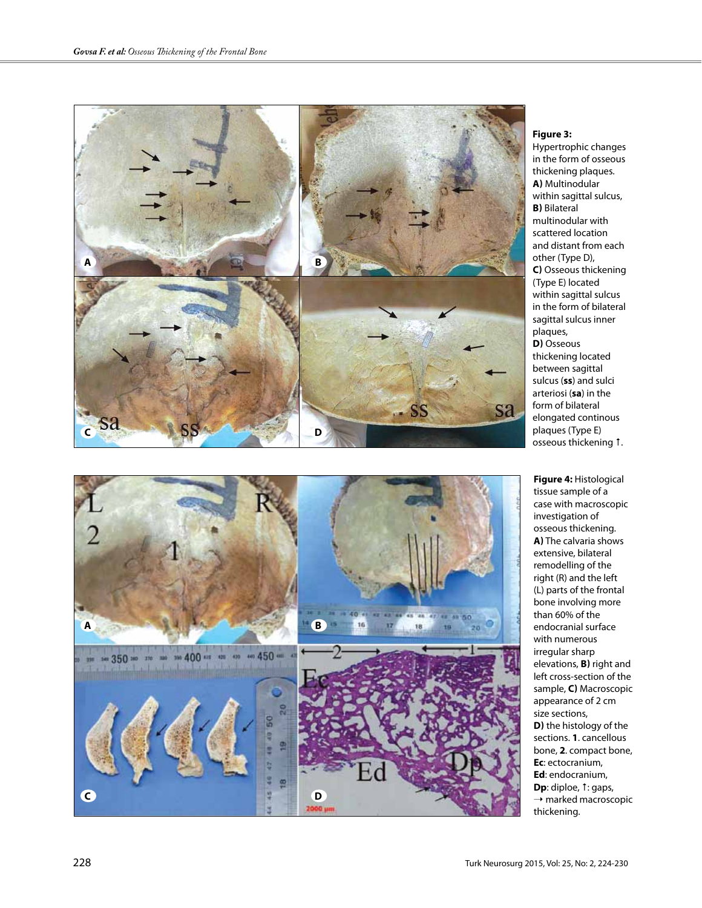**Figure 3:** Hypertrophic changes in the form of osseous thickening plaques. **A)** Multinodular within sagittal sulcus, **B)** Bilateral multinodular with scattered location and distant from each other (Type D), **C)** Osseous thickening (Type E) located within sagittal sulcus in the form of bilateral sagittal sulcus inner plaques, **D)** Osseous thickening located between sagittal sulcus (**ss**) and sulci arteriosi (**sa**) in the form of bilateral elongated continous plaques (Type E) osseous thickening ↑.

**Figure 4:** Histological tissue sample of a case with macroscopic investigation of osseous thickening. **A)** The calvaria shows extensive, bilateral remodelling of the right (R) and the left (L) parts of the frontal bone involving more than 60% of the endocranial surface with numerous irregular sharp elevations, **B)** right and left cross-section of the sample, **C)** Macroscopic appearance of 2 cm size sections, **D)** the histology of the sections. **1**. cancellous bone, **2**. compact bone, **Ec**: ectocranium, **Ed**: endocranium, **Dp**: diploe, ↑: gaps, → marked macroscopic thickening.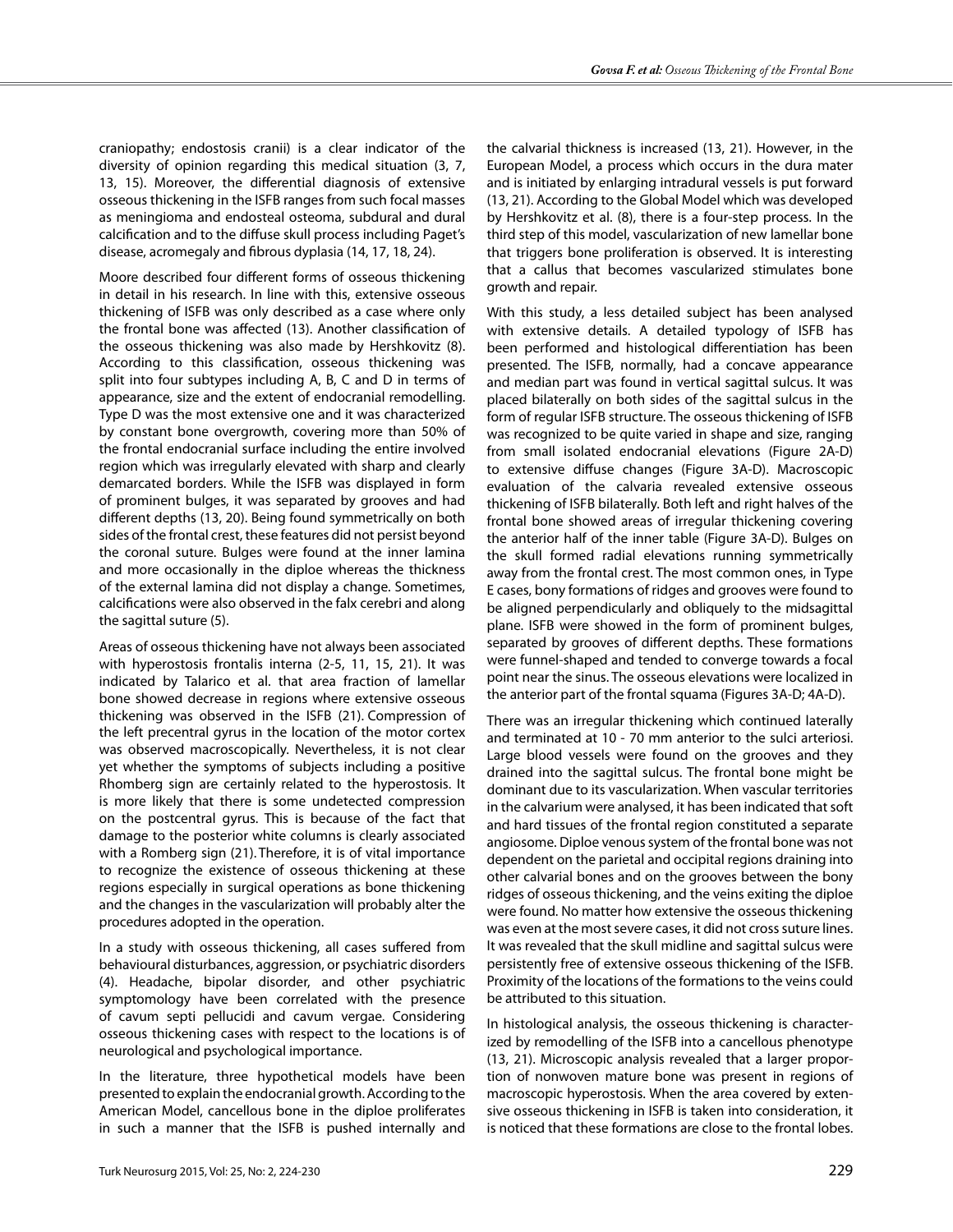craniopathy; endostosis cranii) is a clear indicator of the diversity of opinion regarding this medical situation (3, 7, 13, 15). Moreover, the differential diagnosis of extensive osseous thickening in the ISFB ranges from such focal masses as meningioma and endosteal osteoma, subdural and dural calcification and to the diffuse skull process including Paget's disease, acromegaly and fibrous dyplasia (14, 17, 18, 24).

Moore described four different forms of osseous thickening in detail in his research. In line with this, extensive osseous thickening of ISFB was only described as a case where only the frontal bone was affected (13). Another classification of the osseous thickening was also made by Hershkovitz (8). According to this classification, osseous thickening was split into four subtypes including A, B, C and D in terms of appearance, size and the extent of endocranial remodelling. Type D was the most extensive one and it was characterized by constant bone overgrowth, covering more than 50% of the frontal endocranial surface including the entire involved region which was irregularly elevated with sharp and clearly demarcated borders. While the ISFB was displayed in form of prominent bulges, it was separated by grooves and had different depths (13, 20). Being found symmetrically on both sides of the frontal crest, these features did not persist beyond the coronal suture. Bulges were found at the inner lamina and more occasionally in the diploe whereas the thickness of the external lamina did not display a change. Sometimes, calcifications were also observed in the falx cerebri and along the sagittal suture (5).

Areas of osseous thickening have not always been associated with hyperostosis frontalis interna (2-5, 11, 15, 21). It was indicated by Talarico et al. that area fraction of lamellar bone showed decrease in regions where extensive osseous thickening was observed in the ISFB (21). Compression of the left precentral gyrus in the location of the motor cortex was observed macroscopically. Nevertheless, it is not clear yet whether the symptoms of subjects including a positive Rhomberg sign are certainly related to the hyperostosis. It is more likely that there is some undetected compression on the postcentral gyrus. This is because of the fact that damage to the posterior white columns is clearly associated with a Romberg sign (21). Therefore, it is of vital importance to recognize the existence of osseous thickening at these regions especially in surgical operations as bone thickening and the changes in the vascularization will probably alter the procedures adopted in the operation.

In a study with osseous thickening, all cases suffered from behavioural disturbances, aggression, or psychiatric disorders (4). Headache, bipolar disorder, and other psychiatric symptomology have been correlated with the presence of cavum septi pellucidi and cavum vergae. Considering osseous thickening cases with respect to the locations is of neurological and psychological importance.

In the literature, three hypothetical models have been presented to explain the endocranial growth. According to the American Model, cancellous bone in the diploe proliferates in such a manner that the ISFB is pushed internally and the calvarial thickness is increased (13, 21). However, in the European Model, a process which occurs in the dura mater and is initiated by enlarging intradural vessels is put forward (13, 21). According to the Global Model which was developed by Hershkovitz et al. (8), there is a four-step process. In the third step of this model, vascularization of new lamellar bone that triggers bone proliferation is observed. It is interesting that a callus that becomes vascularized stimulates bone growth and repair.

With this study, a less detailed subject has been analysed with extensive details. A detailed typology of ISFB has been performed and histological differentiation has been presented. The ISFB, normally, had a concave appearance and median part was found in vertical sagittal sulcus. It was placed bilaterally on both sides of the sagittal sulcus in the form of regular ISFB structure. The osseous thickening of ISFB was recognized to be quite varied in shape and size, ranging from small isolated endocranial elevations (Figure 2A-D) to extensive diffuse changes (Figure 3A-D). Macroscopic evaluation of the calvaria revealed extensive osseous thickening of ISFB bilaterally. Both left and right halves of the frontal bone showed areas of irregular thickening covering the anterior half of the inner table (Figure 3A-D). Bulges on the skull formed radial elevations running symmetrically away from the frontal crest. The most common ones, in Type E cases, bony formations of ridges and grooves were found to be aligned perpendicularly and obliquely to the midsagittal plane. ISFB were showed in the form of prominent bulges, separated by grooves of different depths. These formations were funnel-shaped and tended to converge towards a focal point near the sinus. The osseous elevations were localized in the anterior part of the frontal squama (Figures 3A-D; 4A-D).

There was an irregular thickening which continued laterally and terminated at 10 - 70 mm anterior to the sulci arteriosi. Large blood vessels were found on the grooves and they drained into the sagittal sulcus. The frontal bone might be dominant due to its vascularization. When vascular territories in the calvarium were analysed, it has been indicated that soft and hard tissues of the frontal region constituted a separate angiosome. Diploe venous system of the frontal bone was not dependent on the parietal and occipital regions draining into other calvarial bones and on the grooves between the bony ridges of osseous thickening, and the veins exiting the diploe were found. No matter how extensive the osseous thickening was even at the most severe cases, it did not cross suture lines. It was revealed that the skull midline and sagittal sulcus were persistently free of extensive osseous thickening of the ISFB. Proximity of the locations of the formations to the veins could be attributed to this situation.

In histological analysis, the osseous thickening is characterized by remodelling of the ISFB into a cancellous phenotype (13, 21). Microscopic analysis revealed that a larger proportion of nonwoven mature bone was present in regions of macroscopic hyperostosis. When the area covered by extensive osseous thickening in ISFB is taken into consideration, it is noticed that these formations are close to the frontal lobes.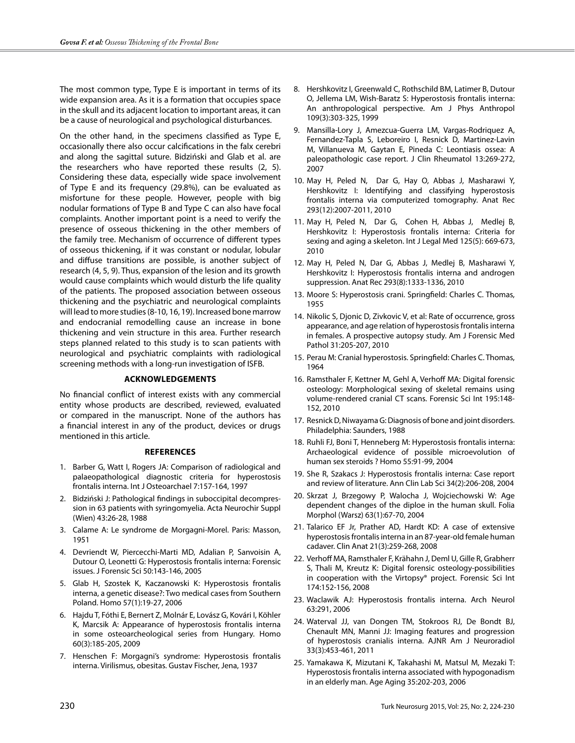The most common type, Type E is important in terms of its wide expansion area. As it is a formation that occupies space in the skull and its adjacent location to important areas, it can be a cause of neurological and psychological disturbances.

On the other hand, in the specimens classified as Type E, occasionally there also occur calcifications in the falx cerebri and along the sagittal suture. Bidziński and Glab et al. are the researchers who have reported these results (2, 5). Considering these data, especially wide space involvement of Type E and its frequency (29.8%), can be evaluated as misfortune for these people. However, people with big nodular formations of Type B and Type C can also have focal complaints. Another important point is a need to verify the presence of osseous thickening in the other members of the family tree. Mechanism of occurrence of different types of osseous thickening, if it was constant or nodular, lobular and diffuse transitions are possible, is another subject of research (4, 5, 9). Thus, expansion of the lesion and its growth would cause complaints which would disturb the life quality of the patients. The proposed association between osseous thickening and the psychiatric and neurological complaints will lead to more studies (8-10, 16, 19). Increased bone marrow and endocranial remodelling cause an increase in bone thickening and vein structure in this area. Further research steps planned related to this study is to scan patients with neurological and psychiatric complaints with radiological screening methods with a long-run investigation of ISFB.

## ACKNOWLEDGEMENTS

No financial conflict of interest exists with any commercial entity whose products are described, reviewed, evaluated or compared in the manuscript. None of the authors has a financial interest in any of the product, devices or drugs mentioned in this article.

## REFERENCES

1. Barber G, Watt I, Rogers JA: Comparison of radiological and palaeopathological diagnostic criteria for hyperostosis frontalis interna. Int J Osteoarchael 7:157-164, 1997
2. Bidziński J: Pathological findings in suboccipital decompression in 63 patients with syringomyelia. Acta Neurochir Suppl (Wien) 43:26-28, 1988
3. Calame A: Le syndrome de Morgagni-Morel. Paris: Masson, 1951
4. Devriendt W, Piercecchi-Marti MD, Adalian P, Sanvoisin A, Dutour O, Leonetti G: Hyperostosis frontalis interna: Forensic issues. J Forensic Sci 50:143-146, 2005
5. Glab H, Szostek K, Kaczanowski K: Hyperostosis frontalis interna, a genetic disease?: Two medical cases from Southern Poland. Homo 57(1):19-27, 2006
6. Hajdu T, Fóthi E, Bernert Z, Molnár E, Lovász G, Kovári I, Köhler K, Marcsik A: Appearance of hyperostosis frontalis interna in some osteoarcheological series from Hungary. Homo 60(3):185-205, 2009
7. Henschen F: Morgagni's syndrome: Hyperostosis frontalis interna. Virilismus, obesitas. Gustav Fischer, Jena, 1937
8. Hershkovitz I, Greenwald C, Rothschild BM, Latimer B, Dutour O, Jellema LM, Wish-Baratz S: Hyperostosis frontalis interna: An anthropological perspective. Am J Phys Anthropol 109(3):303-325, 1999
9. Mansilla-Lory J, Amezcua-Guerra LM, Vargas-Rodriquez A, Fernandez-Tapla S, Leboreiro I, Resnick D, Martinez-Lavin M, Villanueva M, Gaytan E, Pineda C: Leontiasis ossea: A paleopathologic case report. J Clin Rheumatol 13:269-272, 2007
10. May H, Peled N, Dar G, Hay O, Abbas J, Masharawi Y, Hershkovitz I: Identifying and classifying hyperostosis frontalis interna via computerized tomography. Anat Rec 293(12):2007-2011, 2010
11. May H, Peled N, Dar G, Cohen H, Abbas J, Medlej B, Hershkovitz I: Hyperostosis frontalis interna: Criteria for sexing and aging a skeleton. Int J Legal Med 125(5): 669-673, 2010
12. May H, Peled N, Dar G, Abbas J, Medlej B, Masharawi Y, Hershkovitz I: Hyperostosis frontalis interna and androgen suppression. Anat Rec 293(8):1333-1336, 2010
13. Moore S: Hyperostosis crani. Springfield: Charles C. Thomas, 1955
14. Nikolic S, Djonic D, Zivkovic V, et al: Rate of occurrence, gross appearance, and age relation of hyperostosis frontalis interna in females. A prospective autopsy study. Am J Forensic Med Pathol 31:205-207, 2010
15. Perau M: Cranial hyperostosis. Springfield: Charles C. Thomas, 1964
16. Ramsthaler F, Kettner M, Gehl A, Verhoff MA: Digital forensic osteology: Morphological sexing of skeletal remains using volume-rendered cranial CT scans. Forensic Sci Int 195:148-152, 2010
17. Resnick D, Niwayama G: Diagnosis of bone and joint disorders. Philadelphia: Saunders, 1988
18. Ruhli FJ, Boni T, Henneberg M: Hyperostosis frontalis interna: Archaeological evidence of possible microevolution of human sex steroids ? Homo 55:91-99, 2004
19. She R, Szakacs J: Hyperostosis frontalis interna: Case report and review of literature. Ann Clin Lab Sci 34(2):206-208, 2004
20. Skrzat J, Brzegowy P, Walocha J, Wojciechowski W: Age dependent changes of the diploe in the human skull. Folia Morphol (Warsz) 63(1):67-70, 2004
21. Talarico EF Jr, Prather AD, Hardt KD: A case of extensive hyperostosis frontalis interna in an 87-year-old female human cadaver. Clin Anat 21(3):259-268, 2008
22. Verhoff MA, Ramsthaler F, Krähahn J, Deml U, Gille R, Grabherr S, Thali M, Kreutz K: Digital forensic osteology-possibilities in cooperation with the Virtopsy® project. Forensic Sci Int 174:152-156, 2008
23. Waclawik AJ: Hyperostosis frontalis interna. Arch Neurol 63:291, 2006
24. Waterval JJ, van Dongen TM, Stokroos RJ, De Bondt BJ, Chenault MN, Manni JJ: Imaging features and progression of hyperostosis cranialis interna. AJNR Am J Neuroradiol 33(3):453-461, 2011
25. Yamakawa K, Mizutani K, Takahashi M, Matsul M, Mezaki T: Hyperostosis frontalis interna associated with hypogonadism in an elderly man. Age Aging 35:202-203, 2006